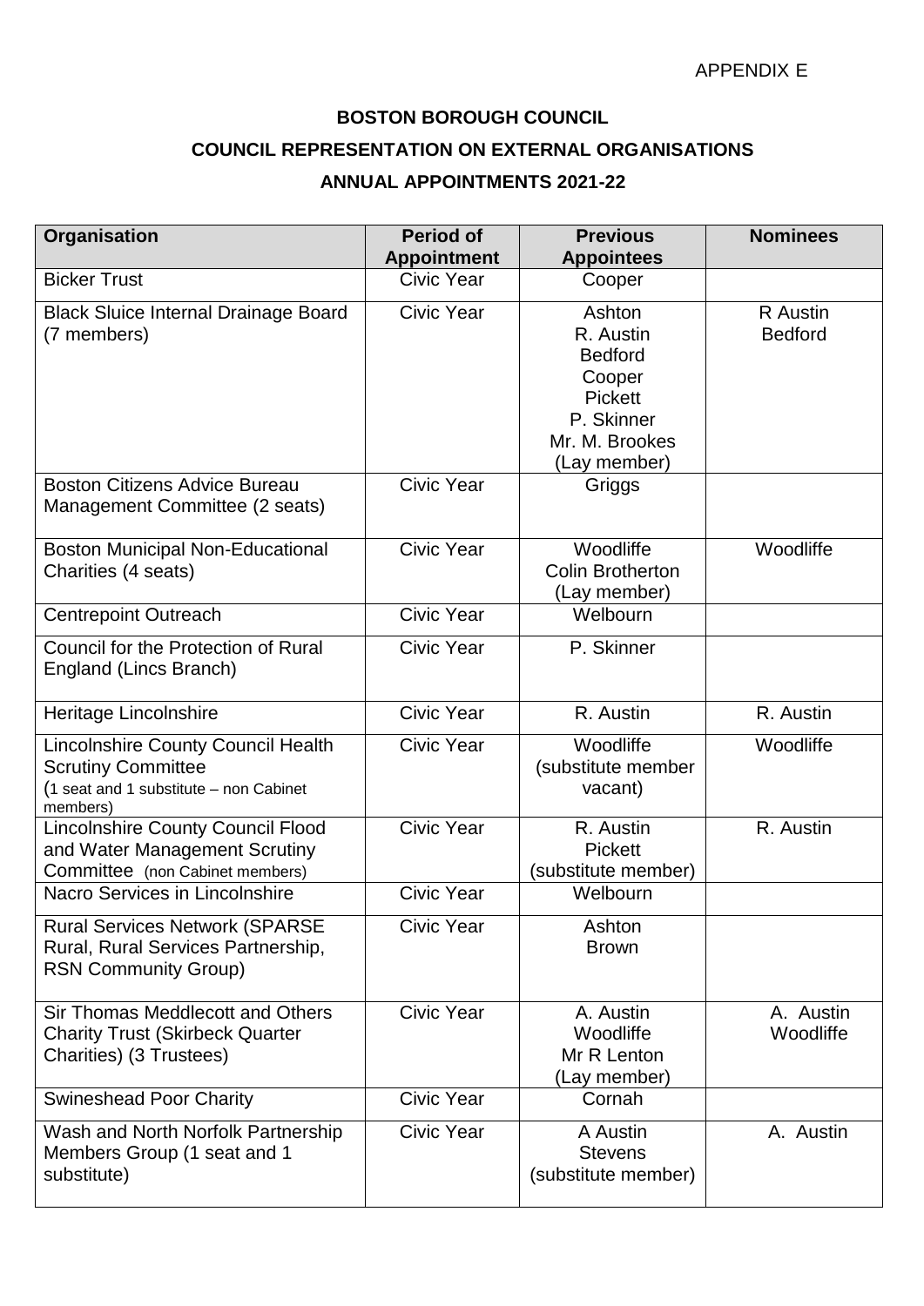APPENDIX E

**BOSTON BOROUGH COUNCIL**

**COUNCIL REPRESENTATION ON EXTERNAL ORGANISATIONS**

**ANNUAL APPOINTMENTS 2021-22**

| Organisation | Period of Appointment | Previous Appointees | Nominees |
|---|---|---|---|
| Bicker Trust | Civic Year | Cooper | |
| Black Sluice Internal Drainage Board (7 members) | Civic Year | Ashton<br>R. Austin<br>Bedford<br>Cooper<br>Pickett<br>P. Skinner<br>Mr. M. Brookes (Lay member) | R Austin<br>Bedford |
| Boston Citizens Advice Bureau Management Committee (2 seats) | Civic Year | Griggs | |
| Boston Municipal Non-Educational Charities (4 seats) | Civic Year | Woodliffe<br>Colin Brotherton (Lay member) | Woodliffe |
| Centrepoint Outreach | Civic Year | Welbourn | |
| Council for the Protection of Rural England (Lincs Branch) | Civic Year | P. Skinner | |
| Heritage Lincolnshire | Civic Year | R. Austin | R. Austin |
| Lincolnshire County Council Health Scrutiny Committee (1 seat and 1 substitute – non Cabinet members) | Civic Year | Woodliffe (substitute member vacant) | Woodliffe |
| Lincolnshire County Council Flood and Water Management Scrutiny Committee (non Cabinet members) | Civic Year | R. Austin<br>Pickett (substitute member) | R. Austin |
| Nacro Services in Lincolnshire | Civic Year | Welbourn | |
| Rural Services Network (SPARSE Rural, Rural Services Partnership, RSN Community Group) | Civic Year | Ashton<br>Brown | |
| Sir Thomas Meddlecott and Others Charity Trust (Skirbeck Quarter Charities) (3 Trustees) | Civic Year | A. Austin<br>Woodliffe<br>Mr R Lenton (Lay member) | A. Austin<br>Woodliffe |
| Swineshead Poor Charity | Civic Year | Cornah | |
| Wash and North Norfolk Partnership Members Group (1 seat and 1 substitute) | Civic Year | A Austin<br>Stevens (substitute member) | A. Austin |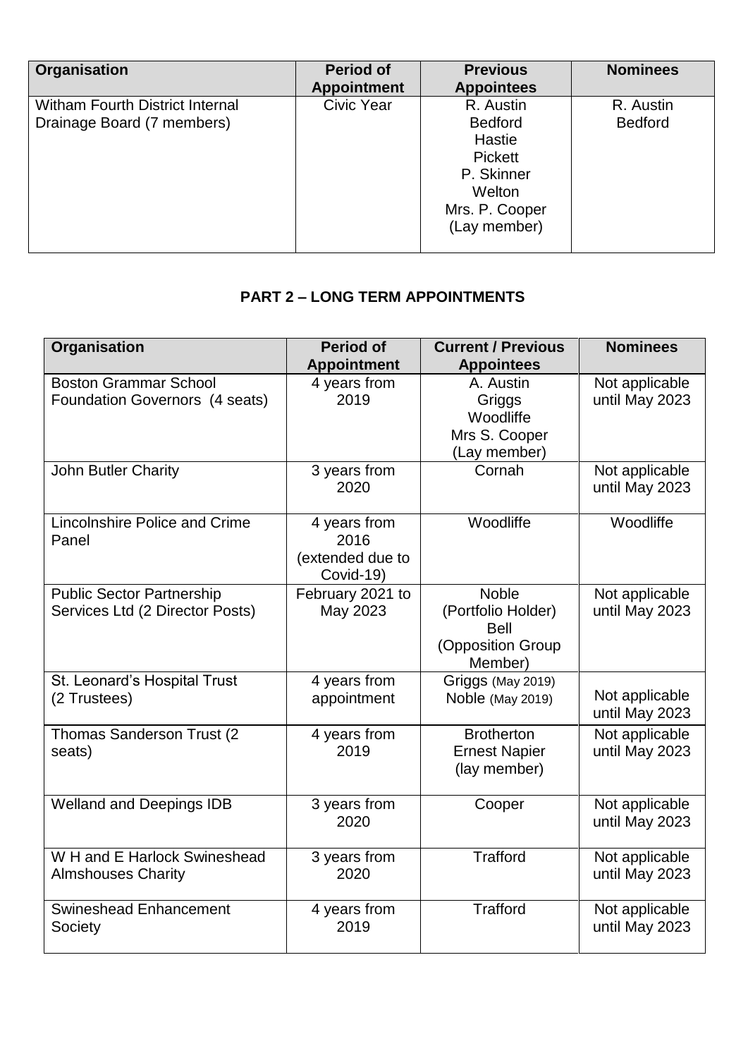| Organisation | Period of Appointment | Previous Appointees | Nominees |
|---|---|---|---|
| Witham Fourth District Internal Drainage Board (7 members) | Civic Year | R. Austin<br>Bedford<br>Hastie<br>Pickett<br>P. Skinner<br>Welton<br>Mrs. P. Cooper (Lay member) | R. Austin<br>Bedford |

## PART 2 – LONG TERM APPOINTMENTS

| Organisation | Period of Appointment | Current / Previous Appointees | Nominees |
|---|---|---|---|
| Boston Grammar School Foundation Governors (4 seats) | 4 years from 2019 | A. Austin<br>Griggs<br>Woodliffe<br>Mrs S. Cooper (Lay member) | Not applicable until May 2023 |
| John Butler Charity | 3 years from 2020 | Cornah | Not applicable until May 2023 |
| Lincolnshire Police and Crime Panel | 4 years from 2016 (extended due to Covid-19) | Woodliffe | Woodliffe |
| Public Sector Partnership Services Ltd (2 Director Posts) | February 2021 to May 2023 | Noble (Portfolio Holder)<br>Bell (Opposition Group Member) | Not applicable until May 2023 |
| St. Leonard's Hospital Trust (2 Trustees) | 4 years from appointment | Griggs (May 2019)<br>Noble (May 2019) | Not applicable until May 2023 |
| Thomas Sanderson Trust (2 seats) | 4 years from 2019 | Brotherton<br>Ernest Napier (lay member) | Not applicable until May 2023 |
| Welland and Deepings IDB | 3 years from 2020 | Cooper | Not applicable until May 2023 |
| W H and E Harlock Swineshead Almshouses Charity | 3 years from 2020 | Trafford | Not applicable until May 2023 |
| Swineshead Enhancement Society | 4 years from 2019 | Trafford | Not applicable until May 2023 |